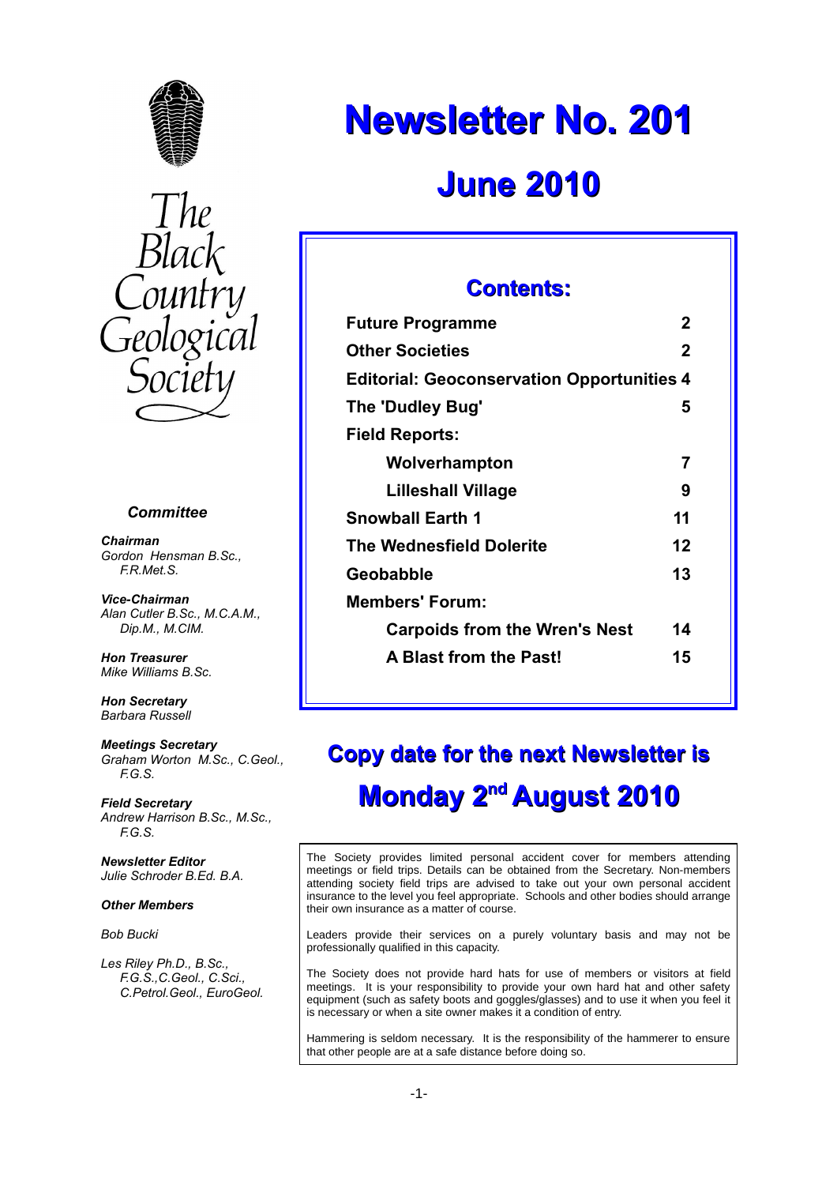# Newsletter No. 201

## June 2010

The Black Country Geological Society

### Contents:

| | |
|---|---|
| **Future Programme** | **2** |
| **Other Societies** | **2** |
| **Editorial: Geoconservation Opportunities** | **4** |
| **The 'Dudley Bug'** | **5** |
| **Field Reports:** | |
| **Wolverhampton** | **7** |
| **Lilleshall Village** | **9** |
| **Snowball Earth 1** | **11** |
| **The Wednesfield Dolerite** | **12** |
| **Geobabble** | **13** |
| **Members' Forum:** | |
| **Carpoids from the Wren's Nest** | **14** |
| **A Blast from the Past!** | **15** |

## Copy date for the next Newsletter is Monday 2nd August 2010

### *Committee*

***Chairman***
*Gordon Hensman B.Sc., F.R.Met.S.*

***Vice-Chairman***
*Alan Cutler B.Sc., M.C.A.M., Dip.M., M.CIM.*

***Hon Treasurer***
*Mike Williams B.Sc.*

***Hon Secretary***
*Barbara Russell*

***Meetings Secretary***
*Graham Worton M.Sc., C.Geol., F.G.S.*

***Field Secretary***
*Andrew Harrison B.Sc., M.Sc., F.G.S.*

***Newsletter Editor***
*Julie Schroder B.Ed. B.A.*

***Other Members***

*Bob Bucki*

*Les Riley Ph.D., B.Sc., F.G.S.,C.Geol., C.Sci., C.Petrol.Geol., EuroGeol.*

The Society provides limited personal accident cover for members attending meetings or field trips. Details can be obtained from the Secretary. Non-members attending society field trips are advised to take out your own personal accident insurance to the level you feel appropriate. Schools and other bodies should arrange their own insurance as a matter of course.

Leaders provide their services on a purely voluntary basis and may not be professionally qualified in this capacity.

The Society does not provide hard hats for use of members or visitors at field meetings. It is your responsibility to provide your own hard hat and other safety equipment (such as safety boots and goggles/glasses) and to use it when you feel it is necessary or when a site owner makes it a condition of entry.

Hammering is seldom necessary. It is the responsibility of the hammerer to ensure that other people are at a safe distance before doing so.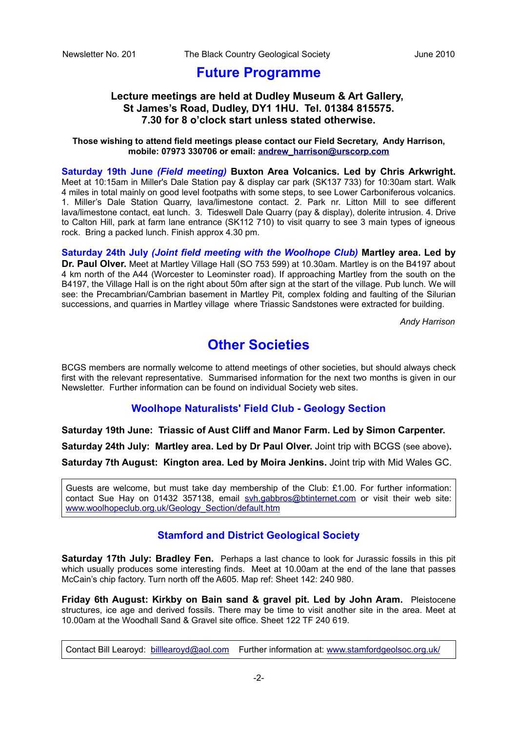# Future Programme

**Lecture meetings are held at Dudley Museum & Art Gallery, St James's Road, Dudley, DY1 1HU. Tel. 01384 815575. 7.30 for 8 o'clock start unless stated otherwise.**

**Those wishing to attend field meetings please contact our Field Secretary, Andy Harrison, mobile: 07973 330706 or email: andrew_harrison@urscorp.com**

**Saturday 19th June *(Field meeting)* Buxton Area Volcanics. Led by Chris Arkwright.** Meet at 10:15am in Miller's Dale Station pay & display car park (SK137 733) for 10:30am start. Walk 4 miles in total mainly on good level footpaths with some steps, to see Lower Carboniferous volcanics. 1. Miller's Dale Station Quarry, lava/limestone contact. 2. Park nr. Litton Mill to see different lava/limestone contact, eat lunch. 3. Tideswell Dale Quarry (pay & display), dolerite intrusion. 4. Drive to Calton Hill, park at farm lane entrance (SK112 710) to visit quarry to see 3 main types of igneous rock. Bring a packed lunch. Finish approx 4.30 pm.

**Saturday 24th July *(Joint field meeting with the Woolhope Club)* Martley area. Led by Dr. Paul Olver.** Meet at Martley Village Hall (SO 753 599) at 10.30am. Martley is on the B4197 about 4 km north of the A44 (Worcester to Leominster road). If approaching Martley from the south on the B4197, the Village Hall is on the right about 50m after sign at the start of the village. Pub lunch. We will see: the Precambrian/Cambrian basement in Martley Pit, complex folding and faulting of the Silurian successions, and quarries in Martley village where Triassic Sandstones were extracted for building.

*Andy Harrison*

# Other Societies

BCGS members are normally welcome to attend meetings of other societies, but should always check first with the relevant representative. Summarised information for the next two months is given in our Newsletter. Further information can be found on individual Society web sites.

## Woolhope Naturalists' Field Club - Geology Section

**Saturday 19th June: Triassic of Aust Cliff and Manor Farm. Led by Simon Carpenter.**

**Saturday 24th July: Martley area. Led by Dr Paul Olver.** Joint trip with BCGS (see above)**.**

**Saturday 7th August: Kington area. Led by Moira Jenkins.** Joint trip with Mid Wales GC.

Guests are welcome, but must take day membership of the Club: £1.00. For further information: contact Sue Hay on 01432 357138, email svh.gabbros@btinternet.com or visit their web site: www.woolhopeclub.org.uk/Geology_Section/default.htm

## Stamford and District Geological Society

**Saturday 17th July: Bradley Fen.** Perhaps a last chance to look for Jurassic fossils in this pit which usually produces some interesting finds. Meet at 10.00am at the end of the lane that passes McCain's chip factory. Turn north off the A605. Map ref: Sheet 142: 240 980.

**Friday 6th August: Kirkby on Bain sand & gravel pit. Led by John Aram.** Pleistocene structures, ice age and derived fossils. There may be time to visit another site in the area. Meet at 10.00am at the Woodhall Sand & Gravel site office. Sheet 122 TF 240 619.

Contact Bill Learoyd: billlearoyd@aol.com Further information at: www.stamfordgeolsoc.org.uk/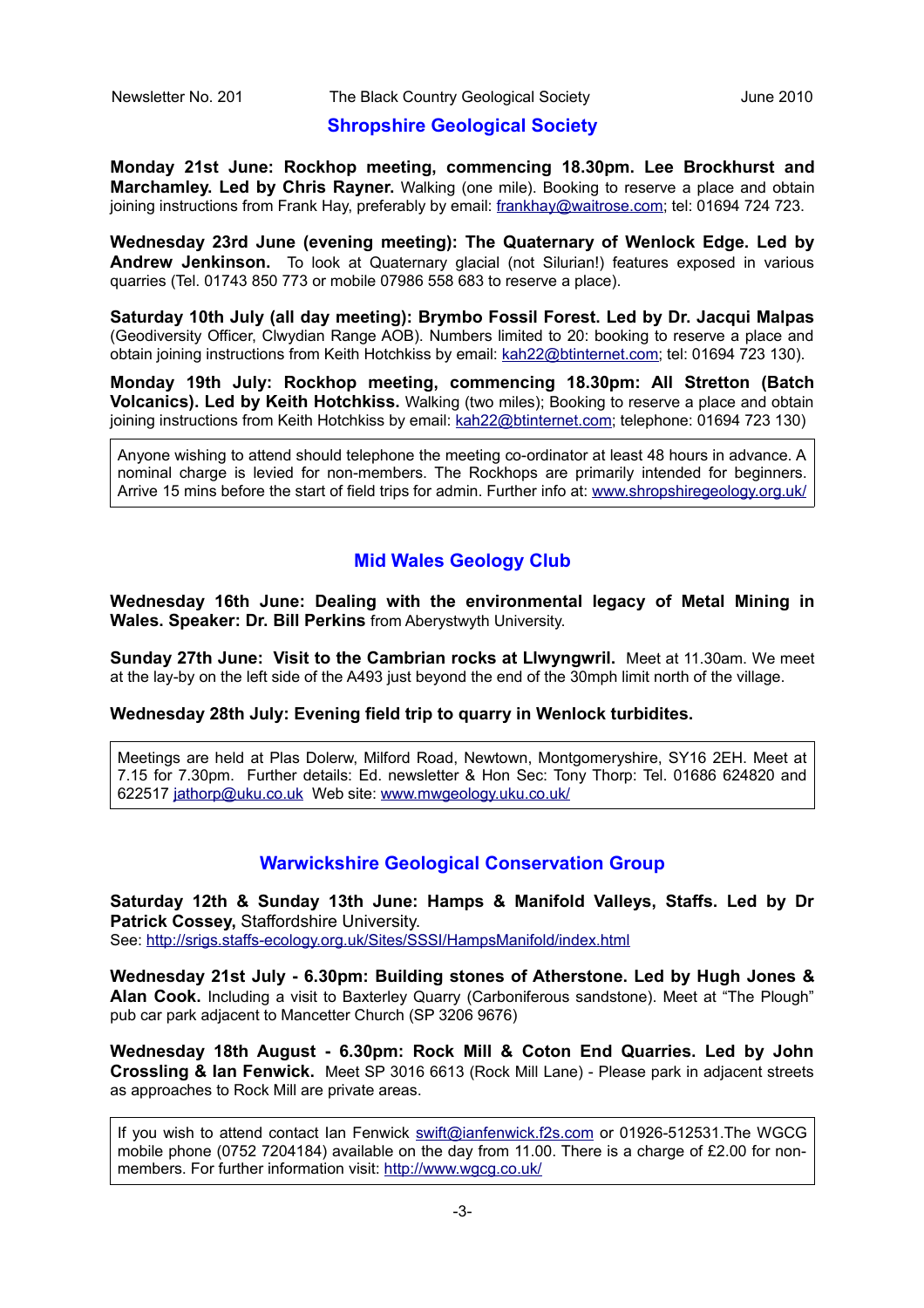## Shropshire Geological Society

**Monday 21st June: Rockhop meeting, commencing 18.30pm. Lee Brockhurst and Marchamley. Led by Chris Rayner.** Walking (one mile). Booking to reserve a place and obtain joining instructions from Frank Hay, preferably by email: frankhay@waitrose.com; tel: 01694 724 723.

**Wednesday 23rd June (evening meeting): The Quaternary of Wenlock Edge. Led by Andrew Jenkinson.** To look at Quaternary glacial (not Silurian!) features exposed in various quarries (Tel. 01743 850 773 or mobile 07986 558 683 to reserve a place).

**Saturday 10th July (all day meeting): Brymbo Fossil Forest. Led by Dr. Jacqui Malpas** (Geodiversity Officer, Clwydian Range AOB). Numbers limited to 20: booking to reserve a place and obtain joining instructions from Keith Hotchkiss by email: kah22@btinternet.com; tel: 01694 723 130).

**Monday 19th July: Rockhop meeting, commencing 18.30pm: All Stretton (Batch Volcanics). Led by Keith Hotchkiss.** Walking (two miles); Booking to reserve a place and obtain joining instructions from Keith Hotchkiss by email: kah22@btinternet.com; telephone: 01694 723 130)

Anyone wishing to attend should telephone the meeting co-ordinator at least 48 hours in advance. A nominal charge is levied for non-members. The Rockhops are primarily intended for beginners. Arrive 15 mins before the start of field trips for admin. Further info at: www.shropshiregeology.org.uk/

## Mid Wales Geology Club

**Wednesday 16th June: Dealing with the environmental legacy of Metal Mining in Wales. Speaker: Dr. Bill Perkins** from Aberystwyth University.

**Sunday 27th June: Visit to the Cambrian rocks at Llwyngwril.** Meet at 11.30am. We meet at the lay-by on the left side of the A493 just beyond the end of the 30mph limit north of the village.

**Wednesday 28th July: Evening field trip to quarry in Wenlock turbidites.**

Meetings are held at Plas Dolerw, Milford Road, Newtown, Montgomeryshire, SY16 2EH. Meet at 7.15 for 7.30pm. Further details: Ed. newsletter & Hon Sec: Tony Thorp: Tel. 01686 624820 and 622517 jathorp@uku.co.uk Web site: www.mwgeology.uku.co.uk/

## Warwickshire Geological Conservation Group

**Saturday 12th & Sunday 13th June: Hamps & Manifold Valleys, Staffs. Led by Dr Patrick Cossey,** Staffordshire University.
See: http://srigs.staffs-ecology.org.uk/Sites/SSSI/HampsManifold/index.html

**Wednesday 21st July - 6.30pm: Building stones of Atherstone. Led by Hugh Jones & Alan Cook.** Including a visit to Baxterley Quarry (Carboniferous sandstone). Meet at "The Plough" pub car park adjacent to Mancetter Church (SP 3206 9676)

**Wednesday 18th August - 6.30pm: Rock Mill & Coton End Quarries. Led by John Crossling & Ian Fenwick.** Meet SP 3016 6613 (Rock Mill Lane) - Please park in adjacent streets as approaches to Rock Mill are private areas.

If you wish to attend contact Ian Fenwick swift@ianfenwick.f2s.com or 01926-512531.The WGCG mobile phone (0752 7204184) available on the day from 11.00. There is a charge of £2.00 for non-members. For further information visit: http://www.wgcg.co.uk/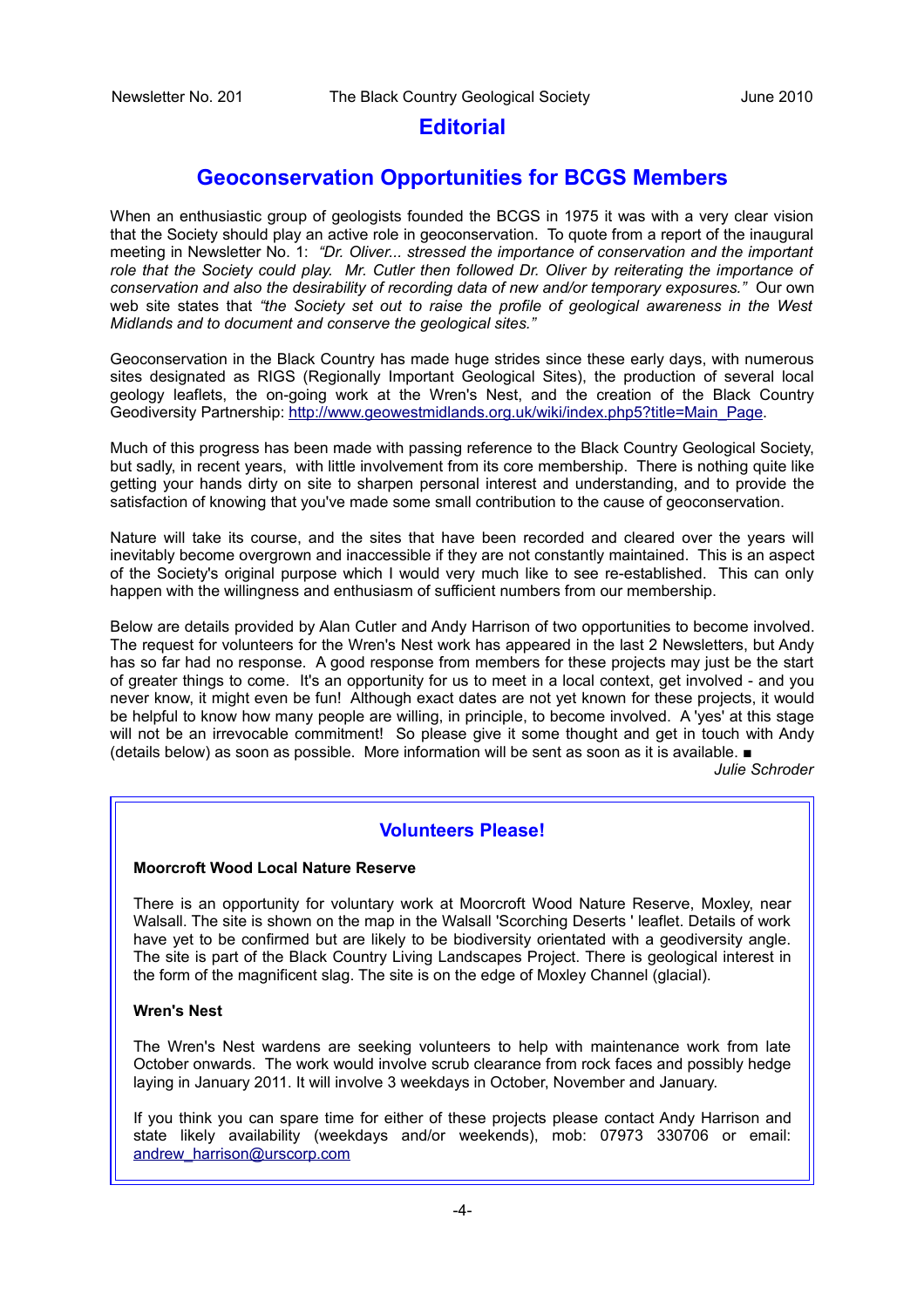# Editorial

## Geoconservation Opportunities for BCGS Members

When an enthusiastic group of geologists founded the BCGS in 1975 it was with a very clear vision that the Society should play an active role in geoconservation. To quote from a report of the inaugural meeting in Newsletter No. 1: *"Dr. Oliver... stressed the importance of conservation and the important role that the Society could play. Mr. Cutler then followed Dr. Oliver by reiterating the importance of conservation and also the desirability of recording data of new and/or temporary exposures."* Our own web site states that *"the Society set out to raise the profile of geological awareness in the West Midlands and to document and conserve the geological sites."*

Geoconservation in the Black Country has made huge strides since these early days, with numerous sites designated as RIGS (Regionally Important Geological Sites), the production of several local geology leaflets, the on-going work at the Wren's Nest, and the creation of the Black Country Geodiversity Partnership: http://www.geowestmidlands.org.uk/wiki/index.php5?title=Main_Page.

Much of this progress has been made with passing reference to the Black Country Geological Society, but sadly, in recent years, with little involvement from its core membership. There is nothing quite like getting your hands dirty on site to sharpen personal interest and understanding, and to provide the satisfaction of knowing that you've made some small contribution to the cause of geoconservation.

Nature will take its course, and the sites that have been recorded and cleared over the years will inevitably become overgrown and inaccessible if they are not constantly maintained. This is an aspect of the Society's original purpose which I would very much like to see re-established. This can only happen with the willingness and enthusiasm of sufficient numbers from our membership.

Below are details provided by Alan Cutler and Andy Harrison of two opportunities to become involved. The request for volunteers for the Wren's Nest work has appeared in the last 2 Newsletters, but Andy has so far had no response. A good response from members for these projects may just be the start of greater things to come. It's an opportunity for us to meet in a local context, get involved - and you never know, it might even be fun! Although exact dates are not yet known for these projects, it would be helpful to know how many people are willing, in principle, to become involved. A 'yes' at this stage will not be an irrevocable commitment! So please give it some thought and get in touch with Andy (details below) as soon as possible. More information will be sent as soon as it is available. ■

*Julie Schroder*

## Volunteers Please!

**Moorcroft Wood Local Nature Reserve**

There is an opportunity for voluntary work at Moorcroft Wood Nature Reserve, Moxley, near Walsall. The site is shown on the map in the Walsall 'Scorching Deserts ' leaflet. Details of work have yet to be confirmed but are likely to be biodiversity orientated with a geodiversity angle. The site is part of the Black Country Living Landscapes Project. There is geological interest in the form of the magnificent slag. The site is on the edge of Moxley Channel (glacial).

**Wren's Nest**

The Wren's Nest wardens are seeking volunteers to help with maintenance work from late October onwards. The work would involve scrub clearance from rock faces and possibly hedge laying in January 2011. It will involve 3 weekdays in October, November and January.

If you think you can spare time for either of these projects please contact Andy Harrison and state likely availability (weekdays and/or weekends), mob: 07973 330706 or email: andrew_harrison@urscorp.com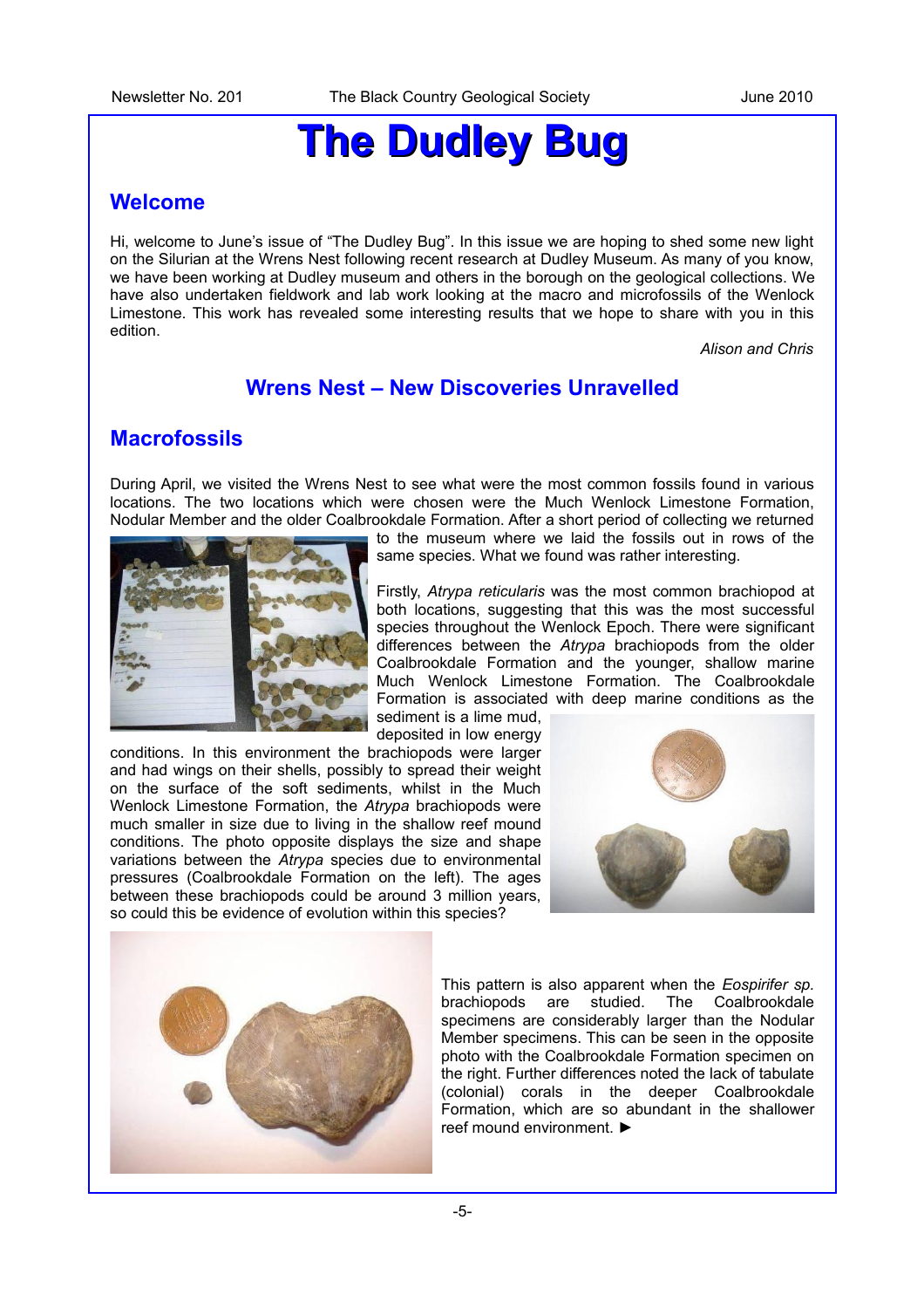# The Dudley Bug

## Welcome

Hi, welcome to June's issue of "The Dudley Bug". In this issue we are hoping to shed some new light on the Silurian at the Wrens Nest following recent research at Dudley Museum. As many of you know, we have been working at Dudley museum and others in the borough on the geological collections. We have also undertaken fieldwork and lab work looking at the macro and microfossils of the Wenlock Limestone. This work has revealed some interesting results that we hope to share with you in this edition.

*Alison and Chris*

## Wrens Nest – New Discoveries Unravelled

## Macrofossils

During April, we visited the Wrens Nest to see what were the most common fossils found in various locations. The two locations which were chosen were the Much Wenlock Limestone Formation, Nodular Member and the older Coalbrookdale Formation. After a short period of collecting we returned to the museum where we laid the fossils out in rows of the same species. What we found was rather interesting.

Firstly, *Atrypa reticularis* was the most common brachiopod at both locations, suggesting that this was the most successful species throughout the Wenlock Epoch. There were significant differences between the *Atrypa* brachiopods from the older Coalbrookdale Formation and the younger, shallow marine Much Wenlock Limestone Formation. The Coalbrookdale Formation is associated with deep marine conditions as the sediment is a lime mud, deposited in low energy conditions. In this environment the brachiopods were larger and had wings on their shells, possibly to spread their weight on the surface of the soft sediments, whilst in the Much Wenlock Limestone Formation, the *Atrypa* brachiopods were much smaller in size due to living in the shallow reef mound conditions. The photo opposite displays the size and shape variations between the *Atrypa* species due to environmental pressures (Coalbrookdale Formation on the left). The ages between these brachiopods could be around 3 million years, so could this be evidence of evolution within this species?

This pattern is also apparent when the *Eospirifer sp.* brachiopods are studied. The Coalbrookdale specimens are considerably larger than the Nodular Member specimens. This can be seen in the opposite photo with the Coalbrookdale Formation specimen on the right. Further differences noted the lack of tabulate (colonial) corals in the deeper Coalbrookdale Formation, which are so abundant in the shallower reef mound environment. ►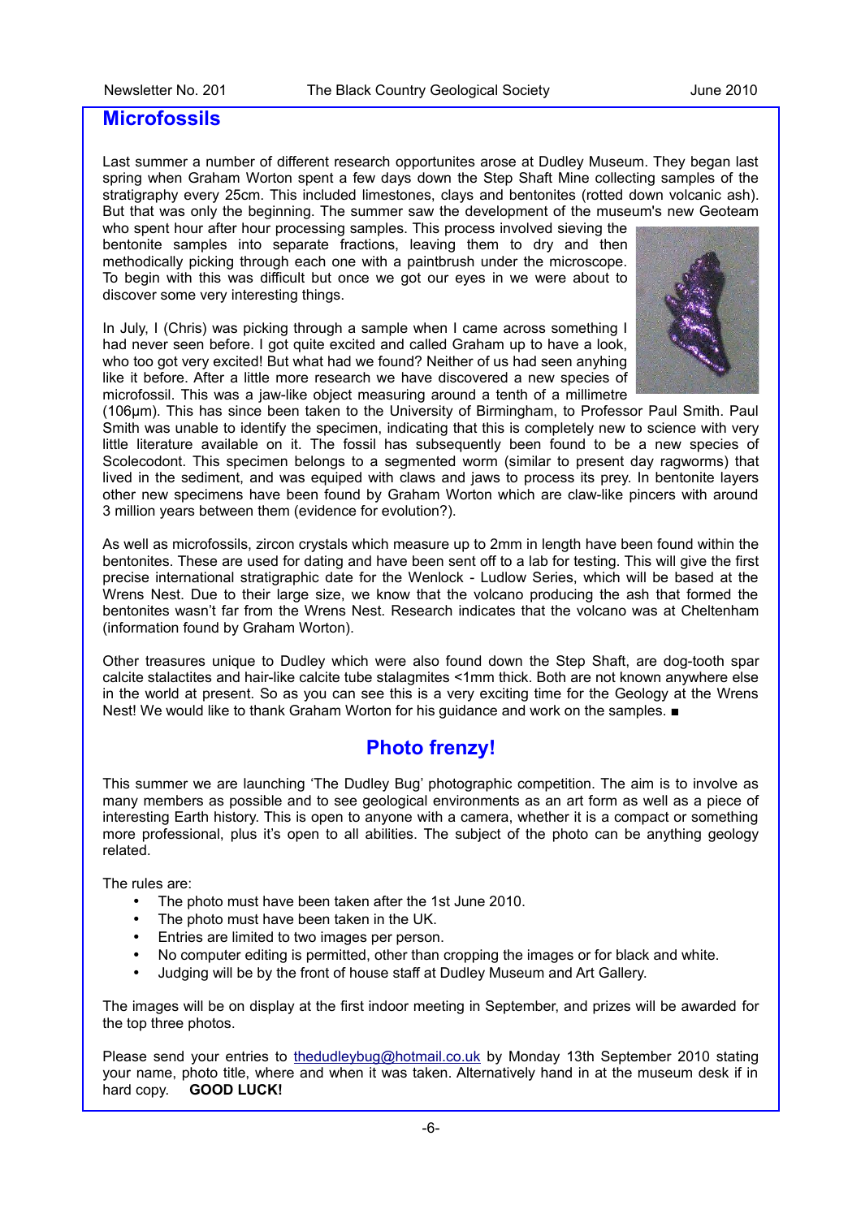## Microfossils

Last summer a number of different research opportunites arose at Dudley Museum. They began last spring when Graham Worton spent a few days down the Step Shaft Mine collecting samples of the stratigraphy every 25cm. This included limestones, clays and bentonites (rotted down volcanic ash). But that was only the beginning. The summer saw the development of the museum's new Geoteam who spent hour after hour processing samples. This process involved sieving the bentonite samples into separate fractions, leaving them to dry and then methodically picking through each one with a paintbrush under the microscope. To begin with this was difficult but once we got our eyes in we were about to discover some very interesting things.

In July, I (Chris) was picking through a sample when I came across something I had never seen before. I got quite excited and called Graham up to have a look, who too got very excited! But what had we found? Neither of us had seen anyhing like it before. After a little more research we have discovered a new species of microfossil. This was a jaw-like object measuring around a tenth of a millimetre (106μm). This has since been taken to the University of Birmingham, to Professor Paul Smith. Paul Smith was unable to identify the specimen, indicating that this is completely new to science with very little literature available on it. The fossil has subsequently been found to be a new species of Scolecodont. This specimen belongs to a segmented worm (similar to present day ragworms) that lived in the sediment, and was equiped with claws and jaws to process its prey. In bentonite layers other new specimens have been found by Graham Worton which are claw-like pincers with around 3 million years between them (evidence for evolution?).

As well as microfossils, zircon crystals which measure up to 2mm in length have been found within the bentonites. These are used for dating and have been sent off to a lab for testing. This will give the first precise international stratigraphic date for the Wenlock - Ludlow Series, which will be based at the Wrens Nest. Due to their large size, we know that the volcano producing the ash that formed the bentonites wasn't far from the Wrens Nest. Research indicates that the volcano was at Cheltenham (information found by Graham Worton).

Other treasures unique to Dudley which were also found down the Step Shaft, are dog-tooth spar calcite stalactites and hair-like calcite tube stalagmites <1mm thick. Both are not known anywhere else in the world at present. So as you can see this is a very exciting time for the Geology at the Wrens Nest! We would like to thank Graham Worton for his guidance and work on the samples. ■

## Photo frenzy!

This summer we are launching 'The Dudley Bug' photographic competition. The aim is to involve as many members as possible and to see geological environments as an art form as well as a piece of interesting Earth history. This is open to anyone with a camera, whether it is a compact or something more professional, plus it's open to all abilities. The subject of the photo can be anything geology related.

The rules are:

- The photo must have been taken after the 1st June 2010.
- The photo must have been taken in the UK.
- Entries are limited to two images per person.
- No computer editing is permitted, other than cropping the images or for black and white.
- Judging will be by the front of house staff at Dudley Museum and Art Gallery.

The images will be on display at the first indoor meeting in September, and prizes will be awarded for the top three photos.

Please send your entries to thedudleybug@hotmail.co.uk by Monday 13th September 2010 stating your name, photo title, where and when it was taken. Alternatively hand in at the museum desk if in hard copy. **GOOD LUCK!**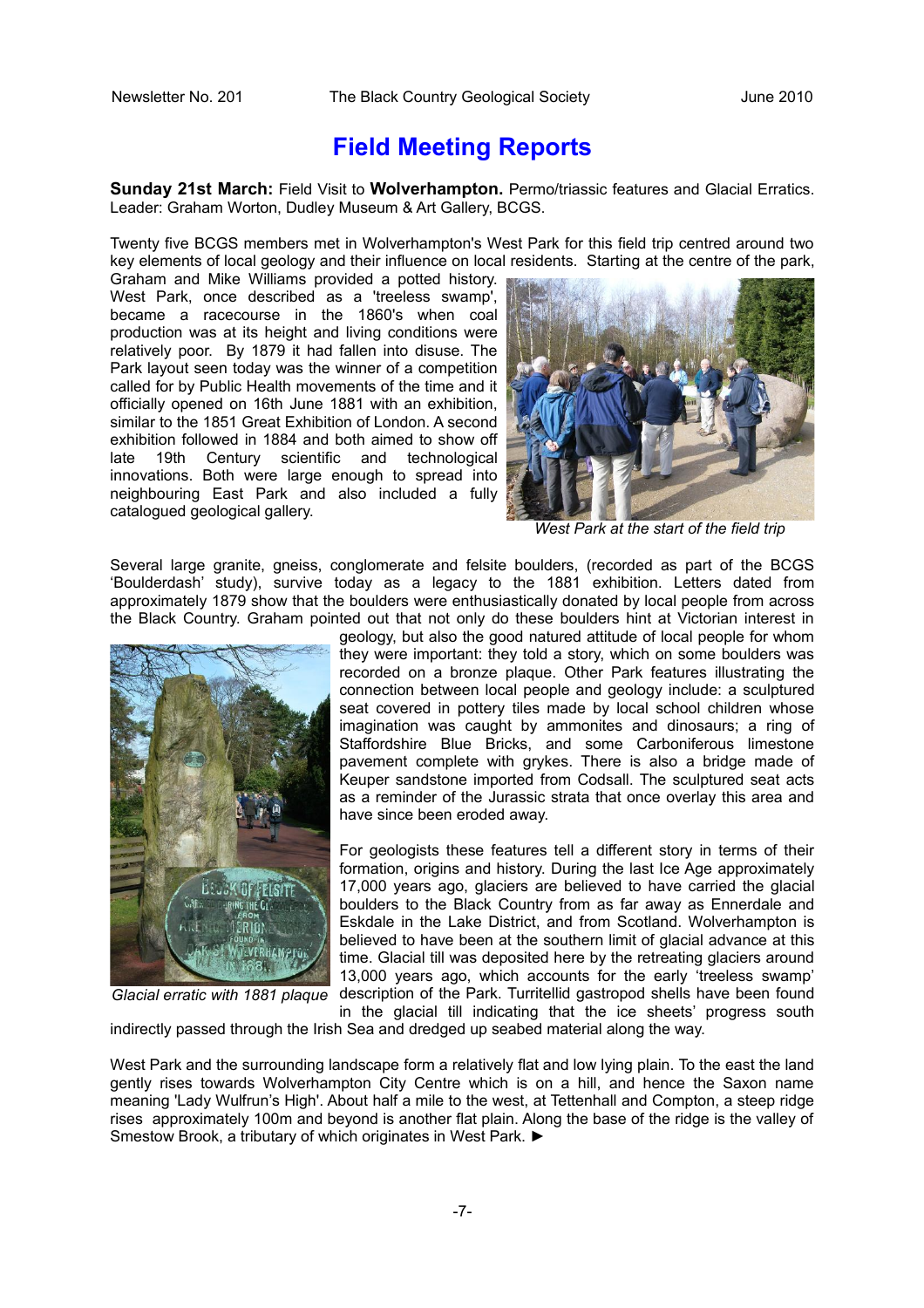# Field Meeting Reports

**Sunday 21st March:** Field Visit to **Wolverhampton.** Permo/triassic features and Glacial Erratics. Leader: Graham Worton, Dudley Museum & Art Gallery, BCGS.

Twenty five BCGS members met in Wolverhampton's West Park for this field trip centred around two key elements of local geology and their influence on local residents. Starting at the centre of the park, Graham and Mike Williams provided a potted history. West Park, once described as a 'treeless swamp', became a racecourse in the 1860's when coal production was at its height and living conditions were relatively poor. By 1879 it had fallen into disuse. The Park layout seen today was the winner of a competition called for by Public Health movements of the time and it officially opened on 16th June 1881 with an exhibition, similar to the 1851 Great Exhibition of London. A second exhibition followed in 1884 and both aimed to show off late 19th Century scientific and technological innovations. Both were large enough to spread into neighbouring East Park and also included a fully catalogued geological gallery.

*West Park at the start of the field trip*

Several large granite, gneiss, conglomerate and felsite boulders, (recorded as part of the BCGS 'Boulderdash' study), survive today as a legacy to the 1881 exhibition. Letters dated from approximately 1879 show that the boulders were enthusiastically donated by local people from across the Black Country. Graham pointed out that not only do these boulders hint at Victorian interest in geology, but also the good natured attitude of local people for whom they were important: they told a story, which on some boulders was recorded on a bronze plaque. Other Park features illustrating the connection between local people and geology include: a sculptured seat covered in pottery tiles made by local school children whose imagination was caught by ammonites and dinosaurs; a ring of Staffordshire Blue Bricks, and some Carboniferous limestone pavement complete with grykes. There is also a bridge made of Keuper sandstone imported from Codsall. The sculptured seat acts as a reminder of the Jurassic strata that once overlay this area and have since been eroded away.

*Glacial erratic with 1881 plaque*

For geologists these features tell a different story in terms of their formation, origins and history. During the last Ice Age approximately 17,000 years ago, glaciers are believed to have carried the glacial boulders to the Black Country from as far away as Ennerdale and Eskdale in the Lake District, and from Scotland. Wolverhampton is believed to have been at the southern limit of glacial advance at this time. Glacial till was deposited here by the retreating glaciers around 13,000 years ago, which accounts for the early 'treeless swamp' description of the Park. Turritellid gastropod shells have been found in the glacial till indicating that the ice sheets' progress south indirectly passed through the Irish Sea and dredged up seabed material along the way.

West Park and the surrounding landscape form a relatively flat and low lying plain. To the east the land gently rises towards Wolverhampton City Centre which is on a hill, and hence the Saxon name meaning 'Lady Wulfrun's High'. About half a mile to the west, at Tettenhall and Compton, a steep ridge rises approximately 100m and beyond is another flat plain. Along the base of the ridge is the valley of Smestow Brook, a tributary of which originates in West Park. ►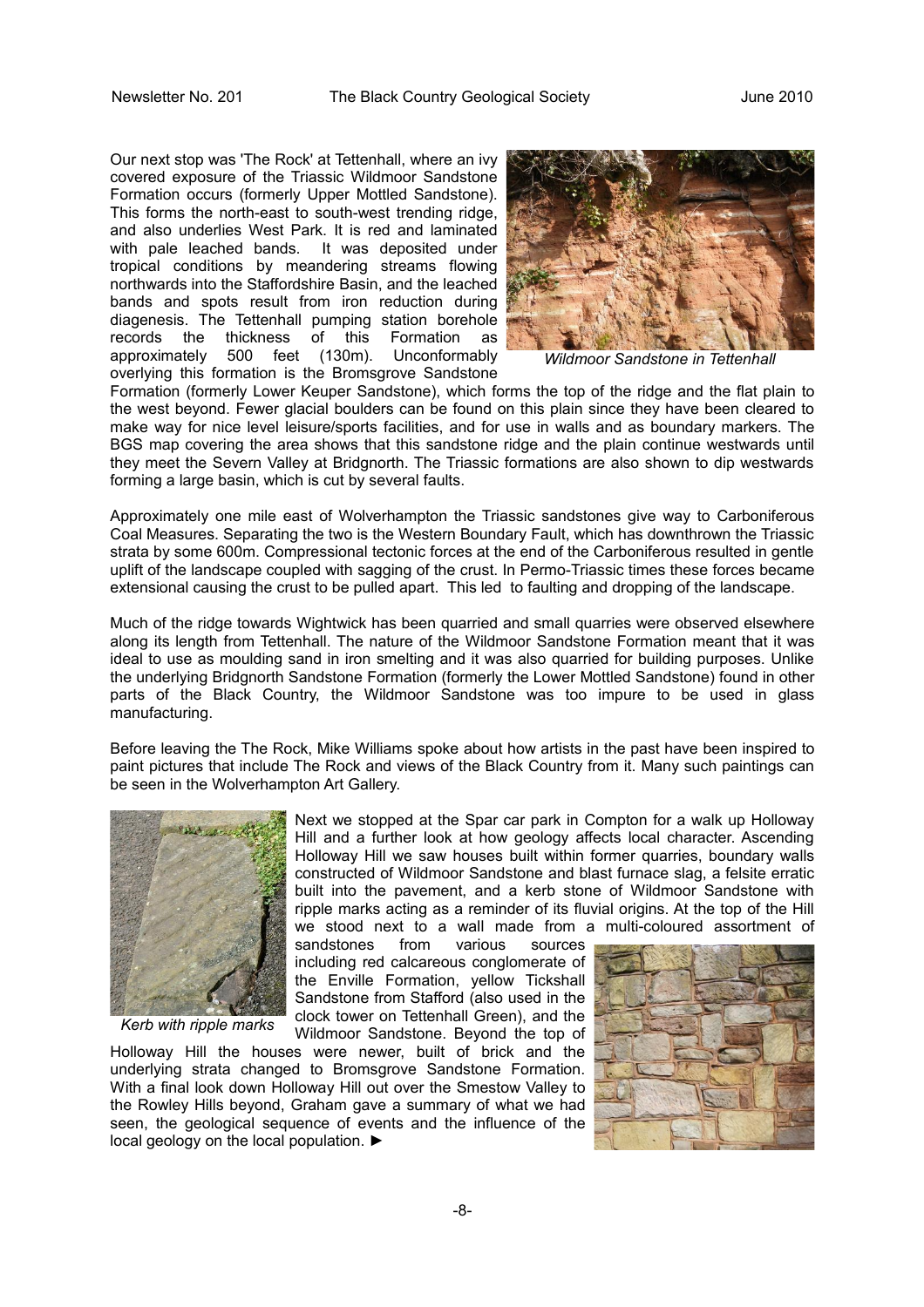Our next stop was 'The Rock' at Tettenhall, where an ivy covered exposure of the Triassic Wildmoor Sandstone Formation occurs (formerly Upper Mottled Sandstone). This forms the north-east to south-west trending ridge, and also underlies West Park. It is red and laminated with pale leached bands. It was deposited under tropical conditions by meandering streams flowing northwards into the Staffordshire Basin, and the leached bands and spots result from iron reduction during diagenesis. The Tettenhall pumping station borehole records the thickness of this Formation as approximately 500 feet (130m). Unconformably overlying this formation is the Bromsgrove Sandstone Formation (formerly Lower Keuper Sandstone), which forms the top of the ridge and the flat plain to the west beyond. Fewer glacial boulders can be found on this plain since they have been cleared to make way for nice level leisure/sports facilities, and for use in walls and as boundary markers. The BGS map covering the area shows that this sandstone ridge and the plain continue westwards until they meet the Severn Valley at Bridgnorth. The Triassic formations are also shown to dip westwards forming a large basin, which is cut by several faults.

*Wildmoor Sandstone in Tettenhall*

Approximately one mile east of Wolverhampton the Triassic sandstones give way to Carboniferous Coal Measures. Separating the two is the Western Boundary Fault, which has downthrown the Triassic strata by some 600m. Compressional tectonic forces at the end of the Carboniferous resulted in gentle uplift of the landscape coupled with sagging of the crust. In Permo-Triassic times these forces became extensional causing the crust to be pulled apart. This led to faulting and dropping of the landscape.

Much of the ridge towards Wightwick has been quarried and small quarries were observed elsewhere along its length from Tettenhall. The nature of the Wildmoor Sandstone Formation meant that it was ideal to use as moulding sand in iron smelting and it was also quarried for building purposes. Unlike the underlying Bridgnorth Sandstone Formation (formerly the Lower Mottled Sandstone) found in other parts of the Black Country, the Wildmoor Sandstone was too impure to be used in glass manufacturing.

Before leaving the The Rock, Mike Williams spoke about how artists in the past have been inspired to paint pictures that include The Rock and views of the Black Country from it. Many such paintings can be seen in the Wolverhampton Art Gallery.

Next we stopped at the Spar car park in Compton for a walk up Holloway Hill and a further look at how geology affects local character. Ascending Holloway Hill we saw houses built within former quarries, boundary walls constructed of Wildmoor Sandstone and blast furnace slag, a felsite erratic built into the pavement, and a kerb stone of Wildmoor Sandstone with ripple marks acting as a reminder of its fluvial origins. At the top of the Hill we stood next to a wall made from a multi-coloured assortment of sandstones from various sources including red calcareous conglomerate of the Enville Formation, yellow Tickshall Sandstone from Stafford (also used in the clock tower on Tettenhall Green), and the Wildmoor Sandstone. Beyond the top of Holloway Hill the houses were newer, built of brick and the underlying strata changed to Bromsgrove Sandstone Formation. With a final look down Holloway Hill out over the Smestow Valley to the Rowley Hills beyond, Graham gave a summary of what we had seen, the geological sequence of events and the influence of the local geology on the local population. ►

*Kerb with ripple marks*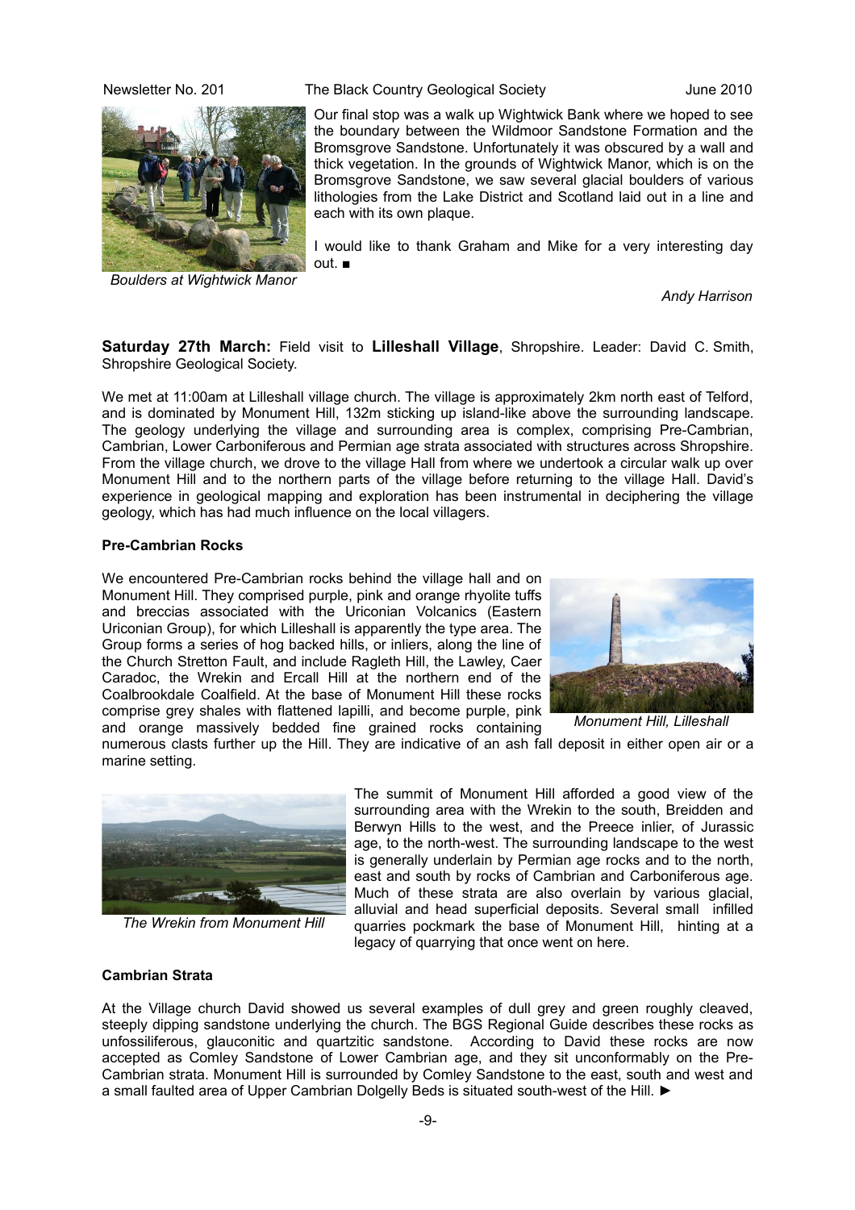Our final stop was a walk up Wightwick Bank where we hoped to see the boundary between the Wildmoor Sandstone Formation and the Bromsgrove Sandstone. Unfortunately it was obscured by a wall and thick vegetation. In the grounds of Wightwick Manor, which is on the Bromsgrove Sandstone, we saw several glacial boulders of various lithologies from the Lake District and Scotland laid out in a line and each with its own plaque.

*Boulders at Wightwick Manor*

I would like to thank Graham and Mike for a very interesting day out. ■

*Andy Harrison*

**Saturday 27th March:** Field visit to **Lilleshall Village**, Shropshire. Leader: David C. Smith, Shropshire Geological Society.

We met at 11:00am at Lilleshall village church. The village is approximately 2km north east of Telford, and is dominated by Monument Hill, 132m sticking up island-like above the surrounding landscape. The geology underlying the village and surrounding area is complex, comprising Pre-Cambrian, Cambrian, Lower Carboniferous and Permian age strata associated with structures across Shropshire. From the village church, we drove to the village Hall from where we undertook a circular walk up over Monument Hill and to the northern parts of the village before returning to the village Hall. David's experience in geological mapping and exploration has been instrumental in deciphering the village geology, which has had much influence on the local villagers.

**Pre-Cambrian Rocks**

We encountered Pre-Cambrian rocks behind the village hall and on Monument Hill. They comprised purple, pink and orange rhyolite tuffs and breccias associated with the Uriconian Volcanics (Eastern Uriconian Group), for which Lilleshall is apparently the type area. The Group forms a series of hog backed hills, or inliers, along the line of the Church Stretton Fault, and include Ragleth Hill, the Lawley, Caer Caradoc, the Wrekin and Ercall Hill at the northern end of the Coalbrookdale Coalfield. At the base of Monument Hill these rocks comprise grey shales with flattened lapilli, and become purple, pink and orange massively bedded fine grained rocks containing numerous clasts further up the Hill. They are indicative of an ash fall deposit in either open air or a marine setting.

*Monument Hill, Lilleshall*

The summit of Monument Hill afforded a good view of the surrounding area with the Wrekin to the south, Breidden and Berwyn Hills to the west, and the Preece inlier, of Jurassic age, to the north-west. The surrounding landscape to the west is generally underlain by Permian age rocks and to the north, east and south by rocks of Cambrian and Carboniferous age. Much of these strata are also overlain by various glacial, alluvial and head superficial deposits. Several small infilled quarries pockmark the base of Monument Hill, hinting at a legacy of quarrying that once went on here.

*The Wrekin from Monument Hill*

**Cambrian Strata**

At the Village church David showed us several examples of dull grey and green roughly cleaved, steeply dipping sandstone underlying the church. The BGS Regional Guide describes these rocks as unfossiliferous, glauconitic and quartzitic sandstone. According to David these rocks are now accepted as Comley Sandstone of Lower Cambrian age, and they sit unconformably on the Pre-Cambrian strata. Monument Hill is surrounded by Comley Sandstone to the east, south and west and a small faulted area of Upper Cambrian Dolgelly Beds is situated south-west of the Hill. ►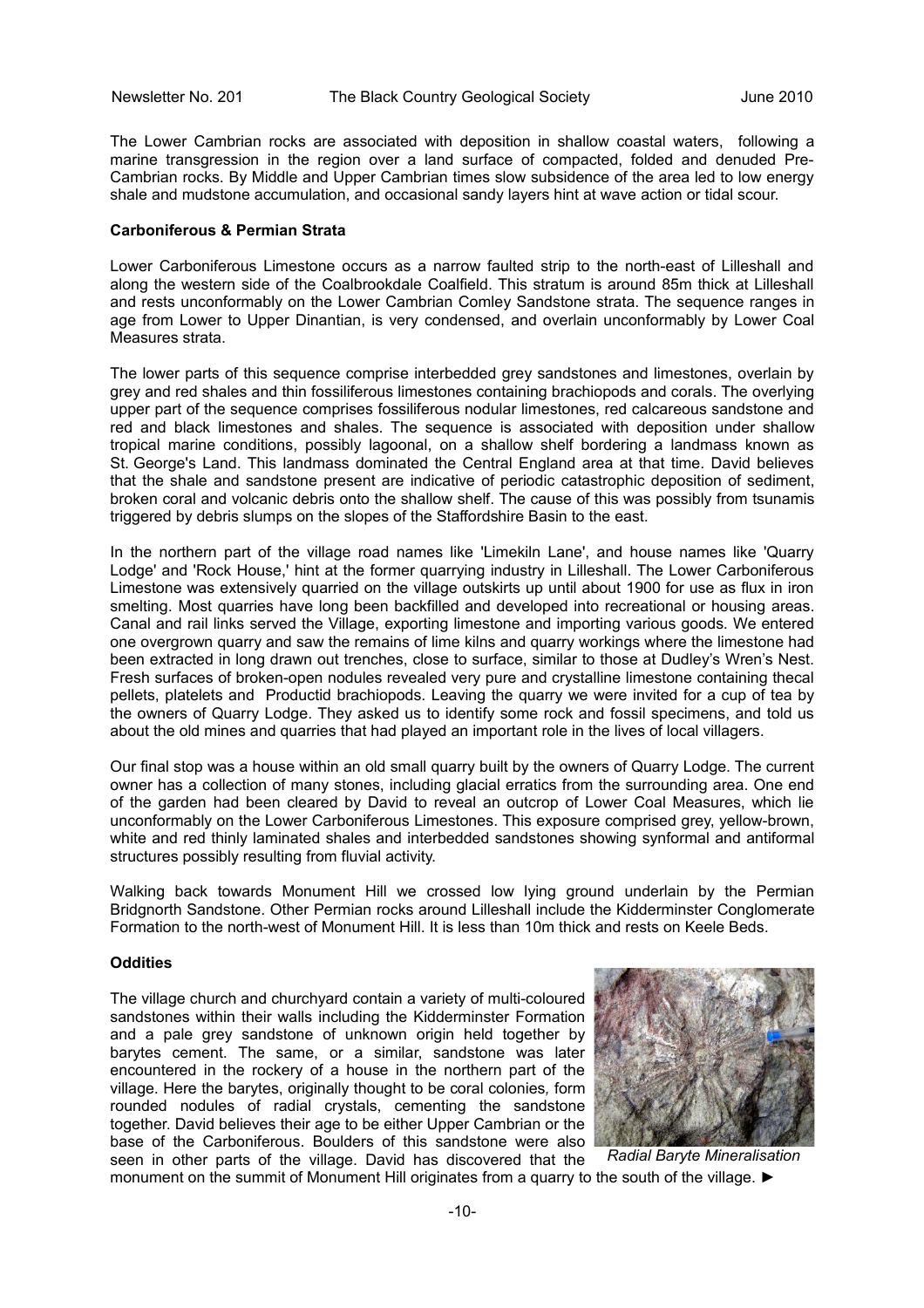The Lower Cambrian rocks are associated with deposition in shallow coastal waters, following a marine transgression in the region over a land surface of compacted, folded and denuded Pre-Cambrian rocks. By Middle and Upper Cambrian times slow subsidence of the area led to low energy shale and mudstone accumulation, and occasional sandy layers hint at wave action or tidal scour.

**Carboniferous & Permian Strata**

Lower Carboniferous Limestone occurs as a narrow faulted strip to the north-east of Lilleshall and along the western side of the Coalbrookdale Coalfield. This stratum is around 85m thick at Lilleshall and rests unconformably on the Lower Cambrian Comley Sandstone strata. The sequence ranges in age from Lower to Upper Dinantian, is very condensed, and overlain unconformably by Lower Coal Measures strata.

The lower parts of this sequence comprise interbedded grey sandstones and limestones, overlain by grey and red shales and thin fossiliferous limestones containing brachiopods and corals. The overlying upper part of the sequence comprises fossiliferous nodular limestones, red calcareous sandstone and red and black limestones and shales. The sequence is associated with deposition under shallow tropical marine conditions, possibly lagoonal, on a shallow shelf bordering a landmass known as St. George's Land. This landmass dominated the Central England area at that time. David believes that the shale and sandstone present are indicative of periodic catastrophic deposition of sediment, broken coral and volcanic debris onto the shallow shelf. The cause of this was possibly from tsunamis triggered by debris slumps on the slopes of the Staffordshire Basin to the east.

In the northern part of the village road names like 'Limekiln Lane', and house names like 'Quarry Lodge' and 'Rock House,' hint at the former quarrying industry in Lilleshall. The Lower Carboniferous Limestone was extensively quarried on the village outskirts up until about 1900 for use as flux in iron smelting. Most quarries have long been backfilled and developed into recreational or housing areas. Canal and rail links served the Village, exporting limestone and importing various goods. We entered one overgrown quarry and saw the remains of lime kilns and quarry workings where the limestone had been extracted in long drawn out trenches, close to surface, similar to those at Dudley's Wren's Nest. Fresh surfaces of broken-open nodules revealed very pure and crystalline limestone containing thecal pellets, platelets and Productid brachiopods. Leaving the quarry we were invited for a cup of tea by the owners of Quarry Lodge. They asked us to identify some rock and fossil specimens, and told us about the old mines and quarries that had played an important role in the lives of local villagers.

Our final stop was a house within an old small quarry built by the owners of Quarry Lodge. The current owner has a collection of many stones, including glacial erratics from the surrounding area. One end of the garden had been cleared by David to reveal an outcrop of Lower Coal Measures, which lie unconformably on the Lower Carboniferous Limestones. This exposure comprised grey, yellow-brown, white and red thinly laminated shales and interbedded sandstones showing synformal and antiformal structures possibly resulting from fluvial activity.

Walking back towards Monument Hill we crossed low lying ground underlain by the Permian Bridgnorth Sandstone. Other Permian rocks around Lilleshall include the Kidderminster Conglomerate Formation to the north-west of Monument Hill. It is less than 10m thick and rests on Keele Beds.

**Oddities**

The village church and churchyard contain a variety of multi-coloured sandstones within their walls including the Kidderminster Formation and a pale grey sandstone of unknown origin held together by barytes cement. The same, or a similar, sandstone was later encountered in the rockery of a house in the northern part of the village. Here the barytes, originally thought to be coral colonies, form rounded nodules of radial crystals, cementing the sandstone together. David believes their age to be either Upper Cambrian or the base of the Carboniferous. Boulders of this sandstone were also seen in other parts of the village. David has discovered that the monument on the summit of Monument Hill originates from a quarry to the south of the village. ►

*Radial Baryte Mineralisation*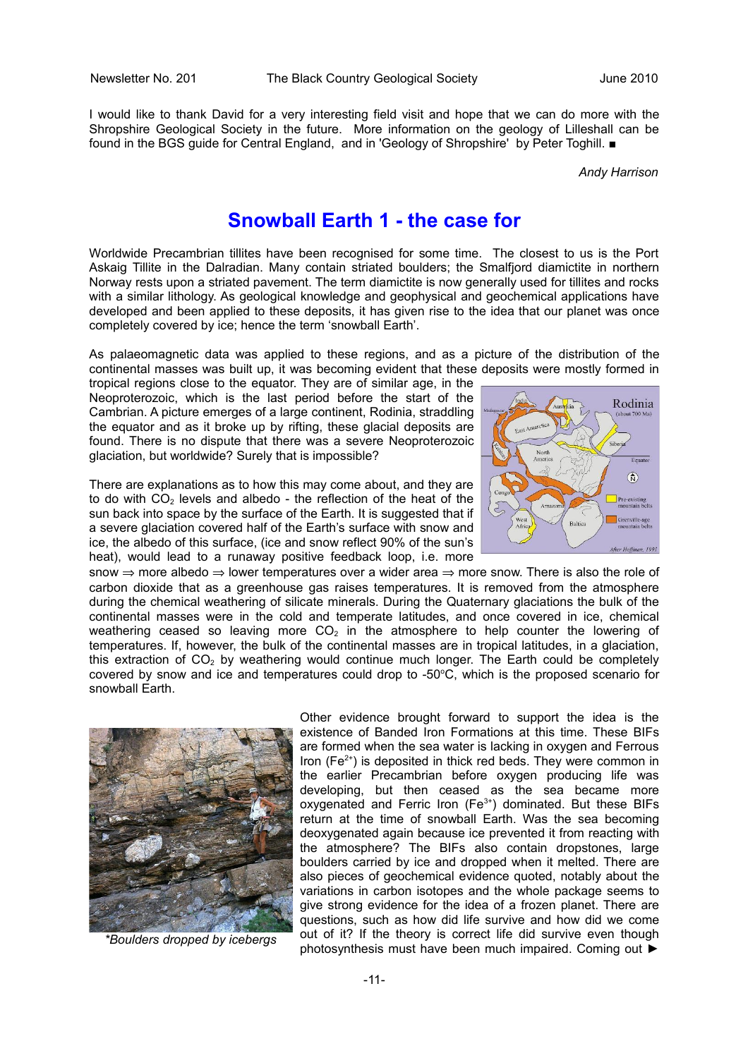I would like to thank David for a very interesting field visit and hope that we can do more with the Shropshire Geological Society in the future. More information on the geology of Lilleshall can be found in the BGS guide for Central England, and in 'Geology of Shropshire' by Peter Toghill. ■

*Andy Harrison*

# Snowball Earth 1 - the case for

Worldwide Precambrian tillites have been recognised for some time. The closest to us is the Port Askaig Tillite in the Dalradian. Many contain striated boulders; the Smalfjord diamictite in northern Norway rests upon a striated pavement. The term diamictite is now generally used for tillites and rocks with a similar lithology. As geological knowledge and geophysical and geochemical applications have developed and been applied to these deposits, it has given rise to the idea that our planet was once completely covered by ice; hence the term 'snowball Earth'.

As palaeomagnetic data was applied to these regions, and as a picture of the distribution of the continental masses was built up, it was becoming evident that these deposits were mostly formed in tropical regions close to the equator. They are of similar age, in the Neoproterozoic, which is the last period before the start of the Cambrian. A picture emerges of a large continent, Rodinia, straddling the equator and as it broke up by rifting, these glacial deposits are found. There is no dispute that there was a severe Neoproterozoic glaciation, but worldwide? Surely that is impossible?

There are explanations as to how this may come about, and they are to do with $CO_2$ levels and albedo - the reflection of the heat of the sun back into space by the surface of the Earth. It is suggested that if a severe glaciation covered half of the Earth's surface with snow and ice, the albedo of this surface, (ice and snow reflect 90% of the sun's heat), would lead to a runaway positive feedback loop, i.e. more snow ⇒ more albedo ⇒ lower temperatures over a wider area ⇒ more snow. There is also the role of carbon dioxide that as a greenhouse gas raises temperatures. It is removed from the atmosphere during the chemical weathering of silicate minerals. During the Quaternary glaciations the bulk of the continental masses were in the cold and temperate latitudes, and once covered in ice, chemical weathering ceased so leaving more $CO_2$ in the atmosphere to help counter the lowering of temperatures. If, however, the bulk of the continental masses are in tropical latitudes, in a glaciation, this extraction of $CO_2$ by weathering would continue much longer. The Earth could be completely covered by snow and ice and temperatures could drop to -50°C, which is the proposed scenario for snowball Earth.

*\*Boulders dropped by icebergs*

Other evidence brought forward to support the idea is the existence of Banded Iron Formations at this time. These BIFs are formed when the sea water is lacking in oxygen and Ferrous Iron ($Fe^{2+}$) is deposited in thick red beds. They were common in the earlier Precambrian before oxygen producing life was developing, but then ceased as the sea became more oxygenated and Ferric Iron ($Fe^{3+}$) dominated. But these BIFs return at the time of snowball Earth. Was the sea becoming deoxygenated again because ice prevented it from reacting with the atmosphere? The BIFs also contain dropstones, large boulders carried by ice and dropped when it melted. There are also pieces of geochemical evidence quoted, notably about the variations in carbon isotopes and the whole package seems to give strong evidence for the idea of a frozen planet. There are questions, such as how did life survive and how did we come out of it? If the theory is correct life did survive even though photosynthesis must have been much impaired. Coming out ►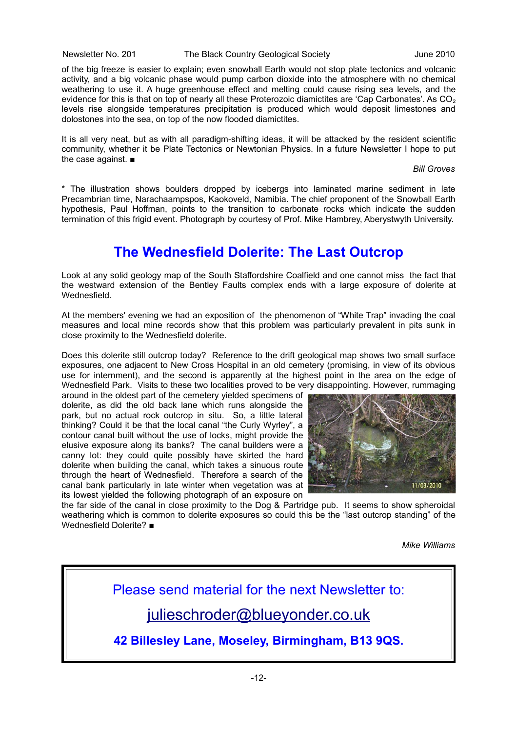of the big freeze is easier to explain; even snowball Earth would not stop plate tectonics and volcanic activity, and a big volcanic phase would pump carbon dioxide into the atmosphere with no chemical weathering to use it. A huge greenhouse effect and melting could cause rising sea levels, and the evidence for this is that on top of nearly all these Proterozoic diamictites are 'Cap Carbonates'. As $CO_2$ levels rise alongside temperatures precipitation is produced which would deposit limestones and dolostones into the sea, on top of the now flooded diamictites.

It is all very neat, but as with all paradigm-shifting ideas, it will be attacked by the resident scientific community, whether it be Plate Tectonics or Newtonian Physics. In a future Newsletter I hope to put the case against. ■

*Bill Groves*

* The illustration shows boulders dropped by icebergs into laminated marine sediment in late Precambrian time, Narachaampspos, Kaokoveld, Namibia. The chief proponent of the Snowball Earth hypothesis, Paul Hoffman, points to the transition to carbonate rocks which indicate the sudden termination of this frigid event. Photograph by courtesy of Prof. Mike Hambrey, Aberystwyth University.

## The Wednesfield Dolerite: The Last Outcrop

Look at any solid geology map of the South Staffordshire Coalfield and one cannot miss the fact that the westward extension of the Bentley Faults complex ends with a large exposure of dolerite at Wednesfield.

At the members' evening we had an exposition of the phenomenon of "White Trap" invading the coal measures and local mine records show that this problem was particularly prevalent in pits sunk in close proximity to the Wednesfield dolerite.

Does this dolerite still outcrop today? Reference to the drift geological map shows two small surface exposures, one adjacent to New Cross Hospital in an old cemetery (promising, in view of its obvious use for internment), and the second is apparently at the highest point in the area on the edge of Wednesfield Park. Visits to these two localities proved to be very disappointing. However, rummaging around in the oldest part of the cemetery yielded specimens of dolerite, as did the old back lane which runs alongside the park, but no actual rock outcrop in situ. So, a little lateral thinking? Could it be that the local canal "the Curly Wyrley", a contour canal built without the use of locks, might provide the elusive exposure along its banks? The canal builders were a canny lot: they could quite possibly have skirted the hard dolerite when building the canal, which takes a sinuous route through the heart of Wednesfield. Therefore a search of the canal bank particularly in late winter when vegetation was at its lowest yielded the following photograph of an exposure on the far side of the canal in close proximity to the Dog & Partridge pub. It seems to show spheroidal weathering which is common to dolerite exposures so could this be the "last outcrop standing" of the Wednesfield Dolerite? ■

*Mike Williams*

Please send material for the next Newsletter to:

julieschroder@blueyonder.co.uk

**42 Billesley Lane, Moseley, Birmingham, B13 9QS.**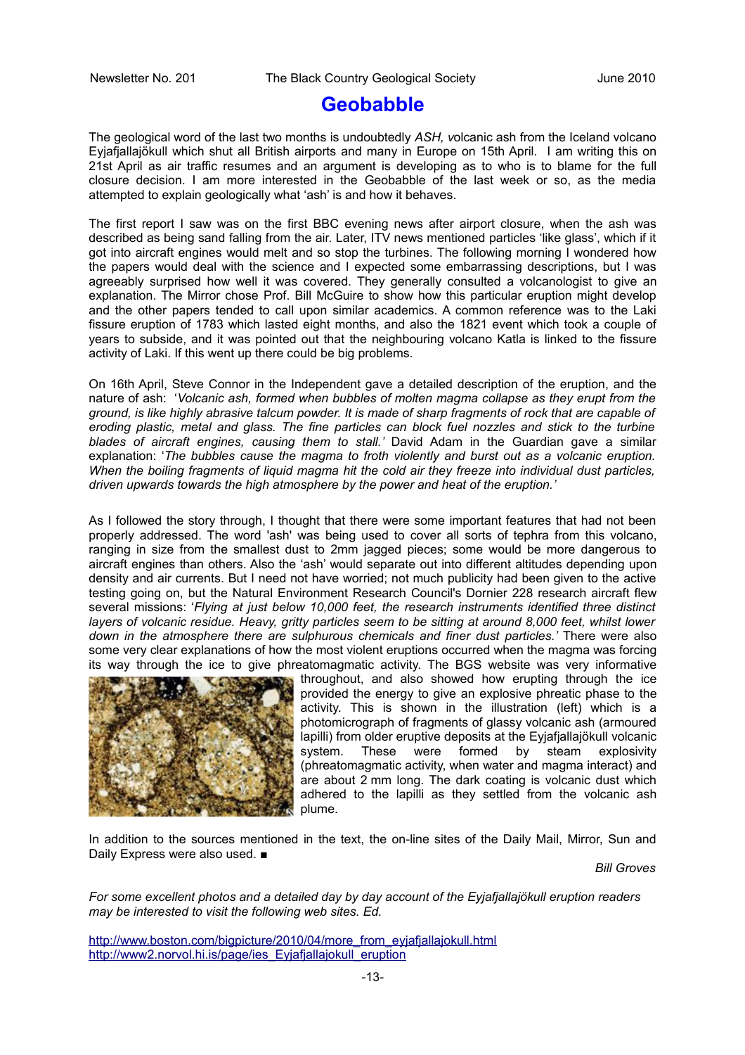# Geobabble

The geological word of the last two months is undoubtedly *ASH, v*olcanic ash from the Iceland volcano Eyjafjallajökull which shut all British airports and many in Europe on 15th April. I am writing this on 21st April as air traffic resumes and an argument is developing as to who is to blame for the full closure decision. I am more interested in the Geobabble of the last week or so, as the media attempted to explain geologically what 'ash' is and how it behaves.

The first report I saw was on the first BBC evening news after airport closure, when the ash was described as being sand falling from the air. Later, ITV news mentioned particles 'like glass', which if it got into aircraft engines would melt and so stop the turbines. The following morning I wondered how the papers would deal with the science and I expected some embarrassing descriptions, but I was agreeably surprised how well it was covered. They generally consulted a volcanologist to give an explanation. The Mirror chose Prof. Bill McGuire to show how this particular eruption might develop and the other papers tended to call upon similar academics. A common reference was to the Laki fissure eruption of 1783 which lasted eight months, and also the 1821 event which took a couple of years to subside, and it was pointed out that the neighbouring volcano Katla is linked to the fissure activity of Laki. If this went up there could be big problems.

On 16th April, Steve Connor in the Independent gave a detailed description of the eruption, and the nature of ash: '*Volcanic ash, formed when bubbles of molten magma collapse as they erupt from the ground, is like highly abrasive talcum powder. It is made of sharp fragments of rock that are capable of eroding plastic, metal and glass. The fine particles can block fuel nozzles and stick to the turbine blades of aircraft engines, causing them to stall.'* David Adam in the Guardian gave a similar explanation: '*The bubbles cause the magma to froth violently and burst out as a volcanic eruption. When the boiling fragments of liquid magma hit the cold air they freeze into individual dust particles, driven upwards towards the high atmosphere by the power and heat of the eruption.'*

As I followed the story through, I thought that there were some important features that had not been properly addressed. The word 'ash' was being used to cover all sorts of tephra from this volcano, ranging in size from the smallest dust to 2mm jagged pieces; some would be more dangerous to aircraft engines than others. Also the 'ash' would separate out into different altitudes depending upon density and air currents. But I need not have worried; not much publicity had been given to the active testing going on, but the Natural Environment Research Council's Dornier 228 research aircraft flew several missions: '*Flying at just below 10,000 feet, the research instruments identified three distinct layers of volcanic residue. Heavy, gritty particles seem to be sitting at around 8,000 feet, whilst lower down in the atmosphere there are sulphurous chemicals and finer dust particles.'* There were also some very clear explanations of how the most violent eruptions occurred when the magma was forcing its way through the ice to give phreatomagmatic activity. The BGS website was very informative throughout, and also showed how erupting through the ice provided the energy to give an explosive phreatic phase to the activity. This is shown in the illustration (left) which is a photomicrograph of fragments of glassy volcanic ash (armoured lapilli) from older eruptive deposits at the Eyjafjallajökull volcanic system. These were formed by steam explosivity (phreatomagmatic activity, when water and magma interact) and are about 2 mm long. The dark coating is volcanic dust which adhered to the lapilli as they settled from the volcanic ash plume.

In addition to the sources mentioned in the text, the on-line sites of the Daily Mail, Mirror, Sun and Daily Express were also used. ■

*Bill Groves*

*For some excellent photos and a detailed day by day account of the Eyjafjallajökull eruption readers may be interested to visit the following web sites. Ed.*

http://www.boston.com/bigpicture/2010/04/more_from_eyjafjallajokull.html
http://www2.norvol.hi.is/page/ies_Eyjafjallajokull_eruption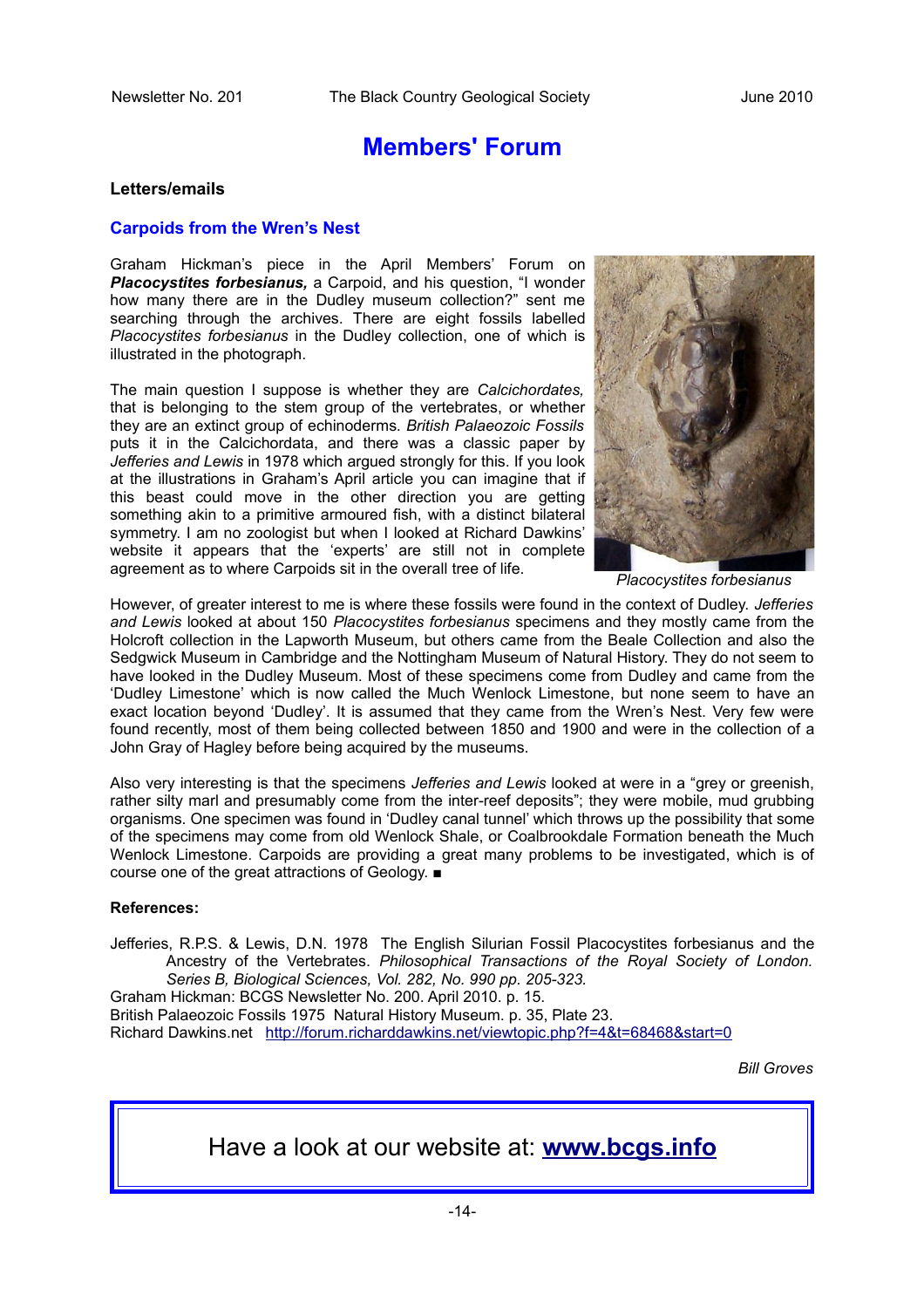# Members' Forum

### Letters/emails

## Carpoids from the Wren's Nest

Graham Hickman's piece in the April Members' Forum on ***Placocystites forbesianus,*** a Carpoid, and his question, "I wonder how many there are in the Dudley museum collection?" sent me searching through the archives. There are eight fossils labelled *Placocystites forbesianus* in the Dudley collection, one of which is illustrated in the photograph.

The main question I suppose is whether they are *Calcichordates,* that is belonging to the stem group of the vertebrates, or whether they are an extinct group of echinoderms. *British Palaeozoic Fossils* puts it in the Calcichordata, and there was a classic paper by *Jefferies and Lewis* in 1978 which argued strongly for this. If you look at the illustrations in Graham's April article you can imagine that if this beast could move in the other direction you are getting something akin to a primitive armoured fish, with a distinct bilateral symmetry. I am no zoologist but when I looked at Richard Dawkins' website it appears that the 'experts' are still not in complete agreement as to where Carpoids sit in the overall tree of life.

*Placocystites forbesianus*

However, of greater interest to me is where these fossils were found in the context of Dudley. *Jefferies and Lewis* looked at about 150 *Placocystites forbesianus* specimens and they mostly came from the Holcroft collection in the Lapworth Museum, but others came from the Beale Collection and also the Sedgwick Museum in Cambridge and the Nottingham Museum of Natural History. They do not seem to have looked in the Dudley Museum. Most of these specimens come from Dudley and came from the 'Dudley Limestone' which is now called the Much Wenlock Limestone, but none seem to have an exact location beyond 'Dudley'. It is assumed that they came from the Wren's Nest. Very few were found recently, most of them being collected between 1850 and 1900 and were in the collection of a John Gray of Hagley before being acquired by the museums.

Also very interesting is that the specimens *Jefferies and Lewis* looked at were in a "grey or greenish, rather silty marl and presumably come from the inter-reef deposits"; they were mobile, mud grubbing organisms. One specimen was found in 'Dudley canal tunnel' which throws up the possibility that some of the specimens may come from old Wenlock Shale, or Coalbrookdale Formation beneath the Much Wenlock Limestone. Carpoids are providing a great many problems to be investigated, which is of course one of the great attractions of Geology. ■

### References:

Jefferies, R.P.S. & Lewis, D.N. 1978 The English Silurian Fossil Placocystites forbesianus and the Ancestry of the Vertebrates. *Philosophical Transactions of the Royal Society of London. Series B, Biological Sciences, Vol. 282, No. 990 pp. 205-323.*

Graham Hickman: BCGS Newsletter No. 200. April 2010. p. 15.

British Palaeozoic Fossils 1975 Natural History Museum. p. 35, Plate 23.

Richard Dawkins.net http://forum.richarddawkins.net/viewtopic.php?f=4&t=68468&start=0

*Bill Groves*

Have a look at our website at: **www.bcgs.info**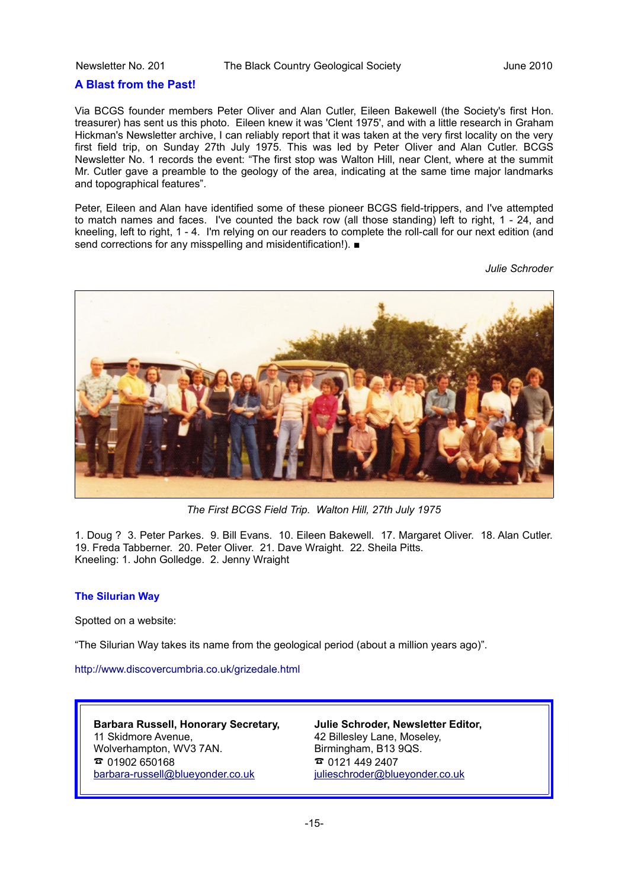## A Blast from the Past!

Via BCGS founder members Peter Oliver and Alan Cutler, Eileen Bakewell (the Society's first Hon. treasurer) has sent us this photo. Eileen knew it was 'Clent 1975', and with a little research in Graham Hickman's Newsletter archive, I can reliably report that it was taken at the very first locality on the very first field trip, on Sunday 27th July 1975. This was led by Peter Oliver and Alan Cutler. BCGS Newsletter No. 1 records the event: "The first stop was Walton Hill, near Clent, where at the summit Mr. Cutler gave a preamble to the geology of the area, indicating at the same time major landmarks and topographical features".

Peter, Eileen and Alan have identified some of these pioneer BCGS field-trippers, and I've attempted to match names and faces. I've counted the back row (all those standing) left to right, 1 - 24, and kneeling, left to right, 1 - 4. I'm relying on our readers to complete the roll-call for our next edition (and send corrections for any misspelling and misidentification!). ■

*Julie Schroder*

*The First BCGS Field Trip. Walton Hill, 27th July 1975*

1. Doug ? 3. Peter Parkes. 9. Bill Evans. 10. Eileen Bakewell. 17. Margaret Oliver. 18. Alan Cutler. 19. Freda Tabberner. 20. Peter Oliver. 21. Dave Wraight. 22. Sheila Pitts.
Kneeling: 1. John Golledge. 2. Jenny Wraight

## The Silurian Way

Spotted on a website:

"The Silurian Way takes its name from the geological period (about a million years ago)".

http://www.discovercumbria.co.uk/grizedale.html

**Barbara Russell, Honorary Secretary,**
11 Skidmore Avenue,
Wolverhampton, WV3 7AN.
☎ 01902 650168
barbara-russell@blueyonder.co.uk

**Julie Schroder, Newsletter Editor,**
42 Billesley Lane, Moseley,
Birmingham, B13 9QS.
☎ 0121 449 2407
julieschroder@blueyonder.co.uk